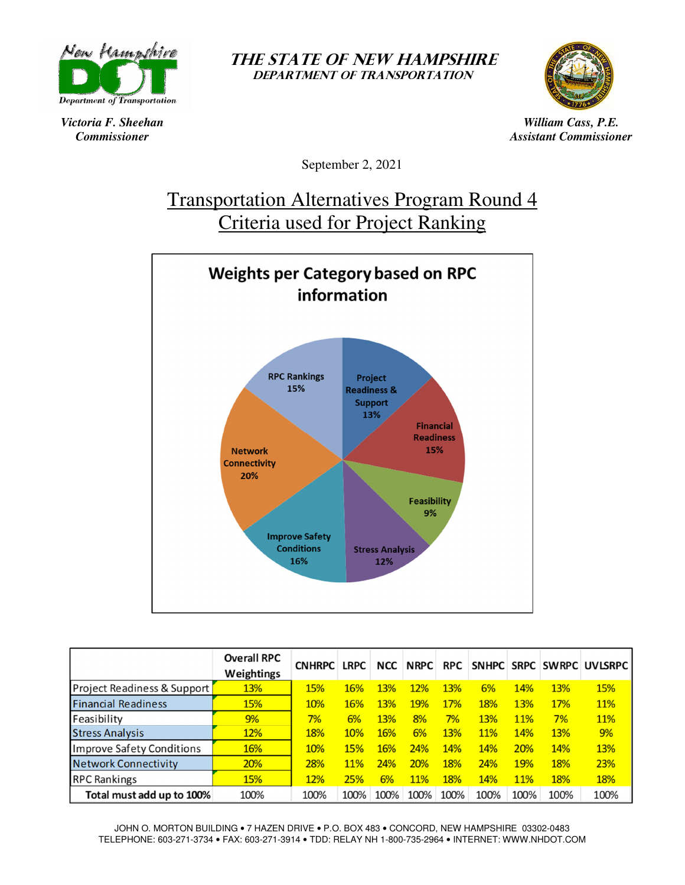**THE STATE OF NEW HAMPSHIRE**
**DEPARTMENT OF TRANSPORTATION**

*Victoria F. Sheehan*
*Commissioner*

*William Cass, P.E.*
*Assistant Commissioner*

September 2, 2021

# Transportation Alternatives Program Round 4 Criteria used for Project Ranking

**Weights per Category based on RPC information**

- Project Readiness & Support 13%
- Financial Readiness 15%
- Feasibility 9%
- Stress Analysis 12%
- Improve Safety Conditions 16%
- Network Connectivity 20%
- RPC Rankings 15%

| | Overall RPC Weightings | CNHRPC | LRPC | NCC | NRPC | RPC | SNHPC | SRPC | SWRPC | UVLSRPC |
|---|---|---|---|---|---|---|---|---|---|---|
| Project Readiness & Support | 13% | 15% | 16% | 13% | 12% | 13% | 6% | 14% | 13% | 15% |
| Financial Readiness | 15% | 10% | 16% | 13% | 19% | 17% | 18% | 13% | 17% | 11% |
| Feasibility | 9% | 7% | 6% | 13% | 8% | 7% | 13% | 11% | 7% | 11% |
| Stress Analysis | 12% | 18% | 10% | 16% | 6% | 13% | 11% | 14% | 13% | 9% |
| Improve Safety Conditions | 16% | 10% | 15% | 16% | 24% | 14% | 14% | 20% | 14% | 13% |
| Network Connectivity | 20% | 28% | 11% | 24% | 20% | 18% | 24% | 19% | 18% | 23% |
| RPC Rankings | 15% | 12% | 25% | 6% | 11% | 18% | 14% | 11% | 18% | 18% |
| **Total must add up to 100%** | 100% | 100% | 100% | 100% | 100% | 100% | 100% | 100% | 100% | 100% |

JOHN O. MORTON BUILDING • 7 HAZEN DRIVE • P.O. BOX 483 • CONCORD, NEW HAMPSHIRE 03302-0483
TELEPHONE: 603-271-3734 • FAX: 603-271-3914 • TDD: RELAY NH 1-800-735-2964 • INTERNET: WWW.NHDOT.COM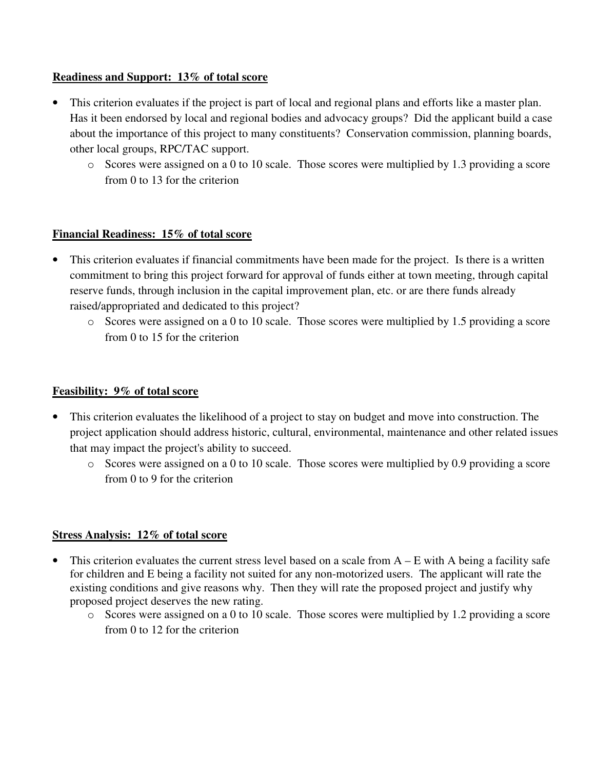**Readiness and Support: 13% of total score**

- This criterion evaluates if the project is part of local and regional plans and efforts like a master plan. Has it been endorsed by local and regional bodies and advocacy groups? Did the applicant build a case about the importance of this project to many constituents? Conservation commission, planning boards, other local groups, RPC/TAC support.
    - Scores were assigned on a 0 to 10 scale. Those scores were multiplied by 1.3 providing a score from 0 to 13 for the criterion

**Financial Readiness: 15% of total score**

- This criterion evaluates if financial commitments have been made for the project. Is there is a written commitment to bring this project forward for approval of funds either at town meeting, through capital reserve funds, through inclusion in the capital improvement plan, etc. or are there funds already raised/appropriated and dedicated to this project?
    - Scores were assigned on a 0 to 10 scale. Those scores were multiplied by 1.5 providing a score from 0 to 15 for the criterion

**Feasibility: 9% of total score**

- This criterion evaluates the likelihood of a project to stay on budget and move into construction. The project application should address historic, cultural, environmental, maintenance and other related issues that may impact the project's ability to succeed.
    - Scores were assigned on a 0 to 10 scale. Those scores were multiplied by 0.9 providing a score from 0 to 9 for the criterion

**Stress Analysis: 12% of total score**

- This criterion evaluates the current stress level based on a scale from A – E with A being a facility safe for children and E being a facility not suited for any non-motorized users. The applicant will rate the existing conditions and give reasons why. Then they will rate the proposed project and justify why proposed project deserves the new rating.
    - Scores were assigned on a 0 to 10 scale. Those scores were multiplied by 1.2 providing a score from 0 to 12 for the criterion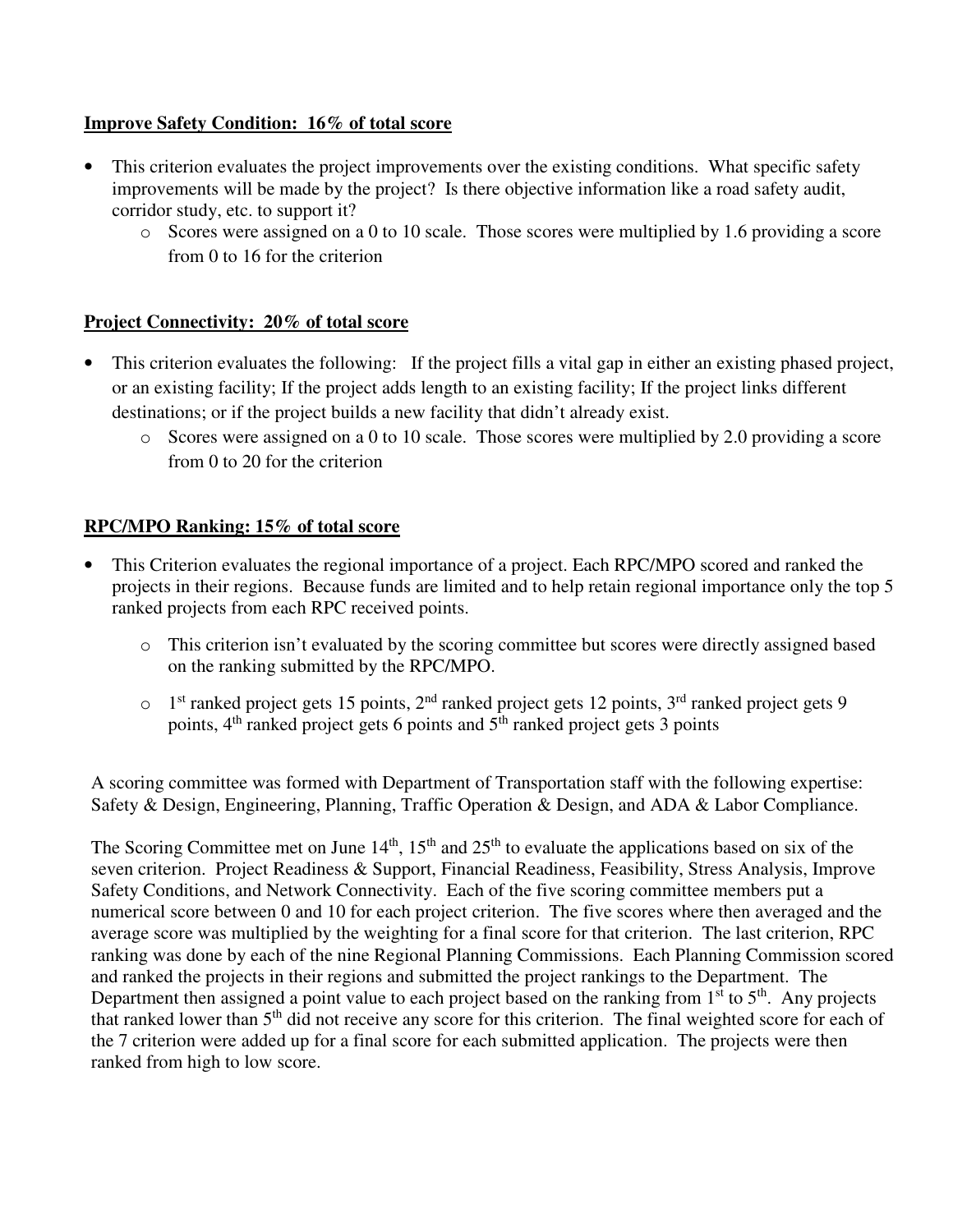**Improve Safety Condition: 16% of total score**

- This criterion evaluates the project improvements over the existing conditions. What specific safety improvements will be made by the project? Is there objective information like a road safety audit, corridor study, etc. to support it?
  - Scores were assigned on a 0 to 10 scale. Those scores were multiplied by 1.6 providing a score from 0 to 16 for the criterion

**Project Connectivity: 20% of total score**

- This criterion evaluates the following: If the project fills a vital gap in either an existing phased project, or an existing facility; If the project adds length to an existing facility; If the project links different destinations; or if the project builds a new facility that didn't already exist.
  - Scores were assigned on a 0 to 10 scale. Those scores were multiplied by 2.0 providing a score from 0 to 20 for the criterion

**RPC/MPO Ranking: 15% of total score**

- This Criterion evaluates the regional importance of a project. Each RPC/MPO scored and ranked the projects in their regions. Because funds are limited and to help retain regional importance only the top 5 ranked projects from each RPC received points.
  - This criterion isn't evaluated by the scoring committee but scores were directly assigned based on the ranking submitted by the RPC/MPO.
  - 1st ranked project gets 15 points, 2nd ranked project gets 12 points, 3rd ranked project gets 9 points, 4th ranked project gets 6 points and 5th ranked project gets 3 points

A scoring committee was formed with Department of Transportation staff with the following expertise: Safety & Design, Engineering, Planning, Traffic Operation & Design, and ADA & Labor Compliance.

The Scoring Committee met on June 14th, 15th and 25th to evaluate the applications based on six of the seven criterion. Project Readiness & Support, Financial Readiness, Feasibility, Stress Analysis, Improve Safety Conditions, and Network Connectivity. Each of the five scoring committee members put a numerical score between 0 and 10 for each project criterion. The five scores where then averaged and the average score was multiplied by the weighting for a final score for that criterion. The last criterion, RPC ranking was done by each of the nine Regional Planning Commissions. Each Planning Commission scored and ranked the projects in their regions and submitted the project rankings to the Department. The Department then assigned a point value to each project based on the ranking from 1st to 5th. Any projects that ranked lower than 5th did not receive any score for this criterion. The final weighted score for each of the 7 criterion were added up for a final score for each submitted application. The projects were then ranked from high to low score.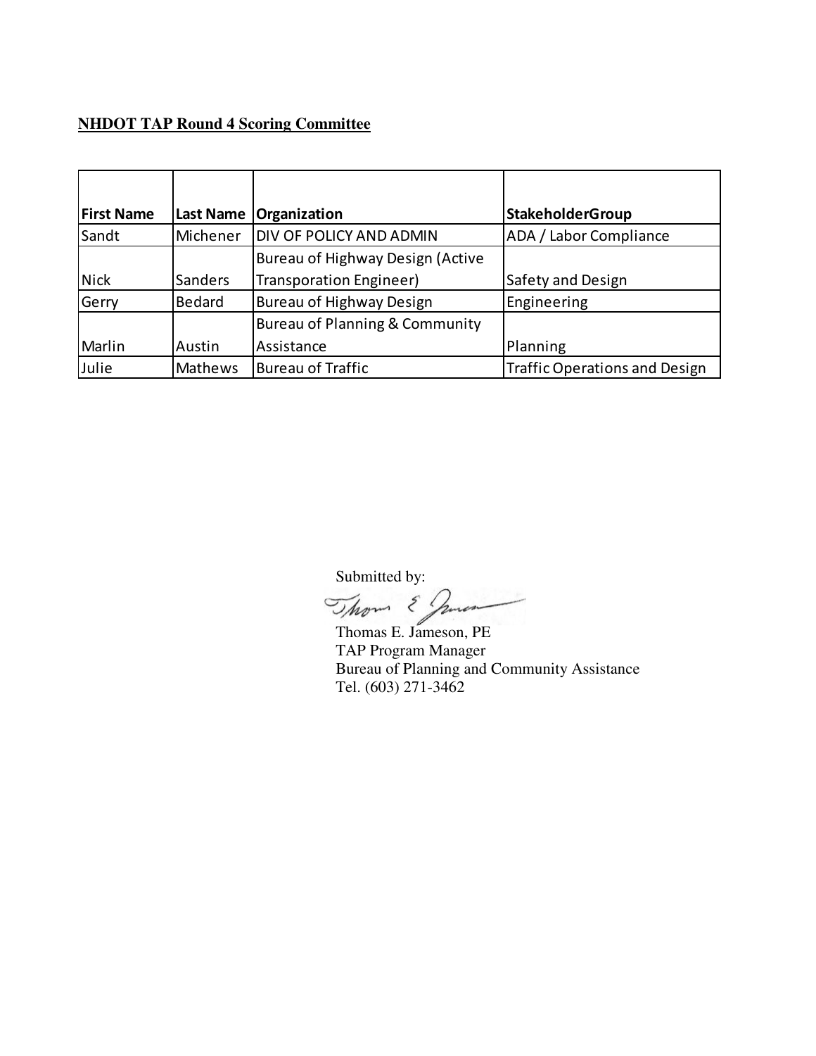**NHDOT TAP Round 4 Scoring Committee**

| First Name | Last Name | Organization | StakeholderGroup |
| --- | --- | --- | --- |
| Sandt | Michener | DIV OF POLICY AND ADMIN | ADA / Labor Compliance |
| Nick | Sanders | Bureau of Highway Design (Active Transporation Engineer) | Safety and Design |
| Gerry | Bedard | Bureau of Highway Design | Engineering |
| Marlin | Austin | Bureau of Planning & Community Assistance | Planning |
| Julie | Mathews | Bureau of Traffic | Traffic Operations and Design |

Submitted by:

Thomas E. Jameson, PE
TAP Program Manager
Bureau of Planning and Community Assistance
Tel. (603) 271-3462